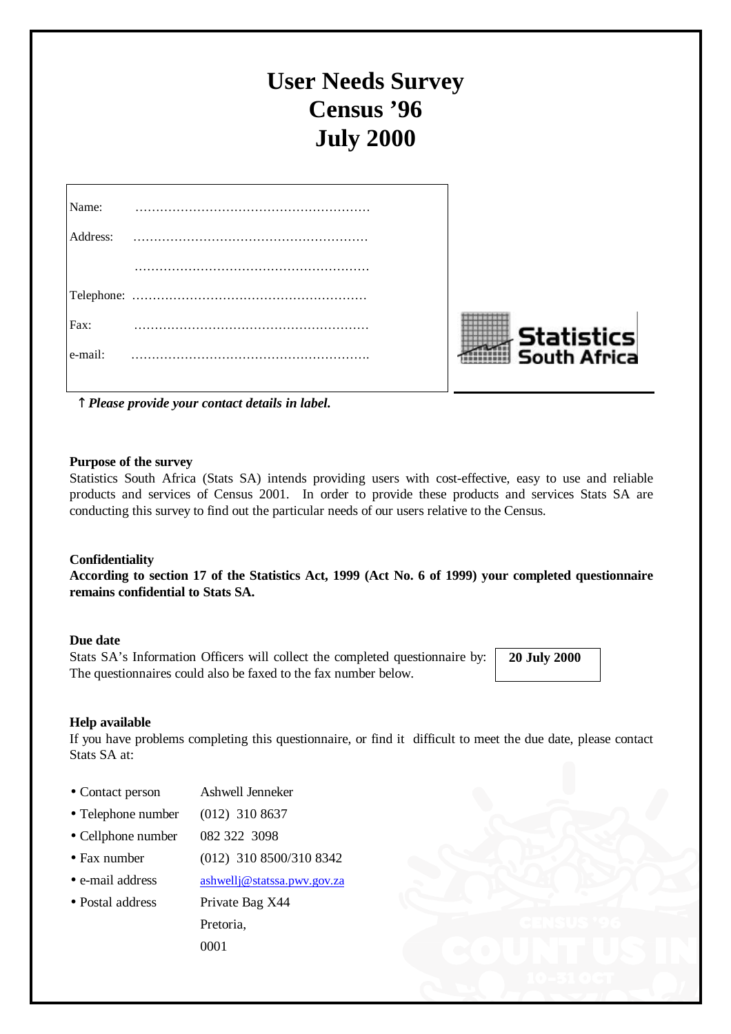# User Needs Survey
# Census '96
# July 2000

Name: ……………………………………………………

Address: ……………………………………………………

……………………………………………………

Telephone: ……………………………………………………

Fax: ……………………………………………………

e-mail: ……………………………………………………

↑ ***Please provide your contact details in label.***

Statistics South Africa

**Purpose of the survey**

Statistics South Africa (Stats SA) intends providing users with cost-effective, easy to use and reliable products and services of Census 2001. In order to provide these products and services Stats SA are conducting this survey to find out the particular needs of our users relative to the Census.

**Confidentiality**

**According to section 17 of the Statistics Act, 1999 (Act No. 6 of 1999) your completed questionnaire remains confidential to Stats SA.**

**Due date**

Stats SA's Information Officers will collect the completed questionnaire by: **20 July 2000**

The questionnaires could also be faxed to the fax number below.

**Help available**

If you have problems completing this questionnaire, or find it difficult to meet the due date, please contact Stats SA at:

- Contact person: Ashwell Jenneker
- Telephone number: (012) 310 8637
- Cellphone number: 082 322 3098
- Fax number: (012) 310 8500/310 8342
- e-mail address: ashwellj@statssa.pwv.gov.za
- Postal address: Private Bag X44
  Pretoria,
  0001

CENSUS '96 COUNT US IN 10-31 OCT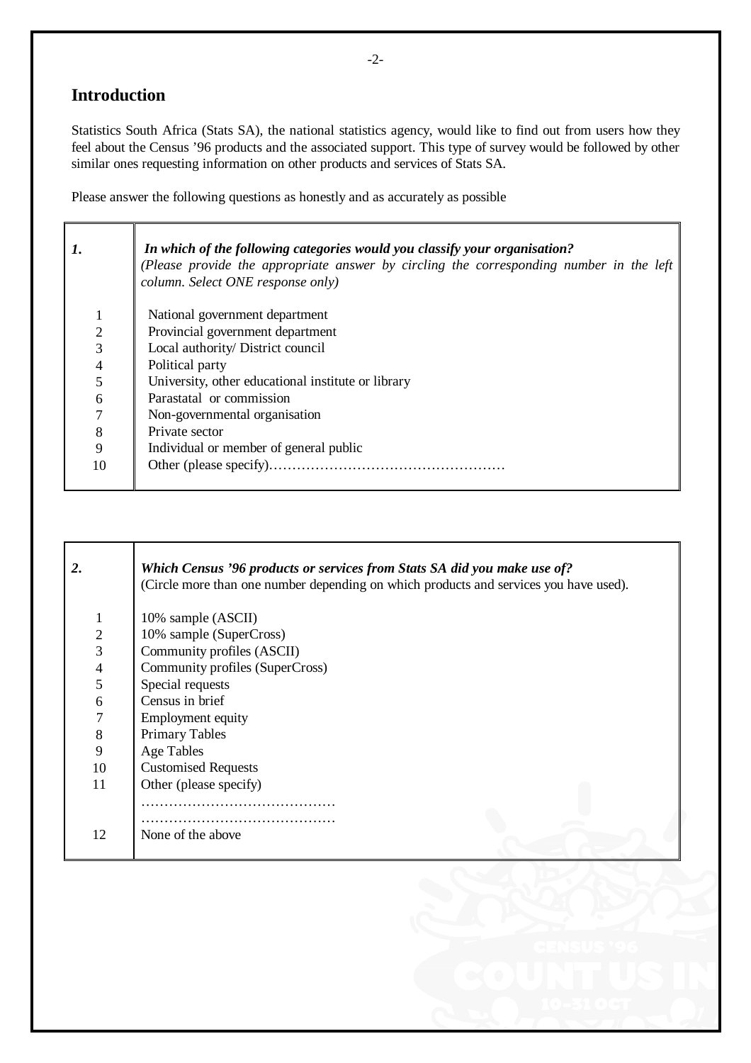## Introduction

Statistics South Africa (Stats SA), the national statistics agency, would like to find out from users how they feel about the Census '96 products and the associated support. This type of survey would be followed by other similar ones requesting information on other products and services of Stats SA.

Please answer the following questions as honestly and as accurately as possible

| ***1.*** | ***In which of the following categories would you classify your organisation?*** *(Please provide the appropriate answer by circling the corresponding number in the left column. Select ONE response only)* |
|---|---|
| 1 | National government department |
| 2 | Provincial government department |
| 3 | Local authority/ District council |
| 4 | Political party |
| 5 | University, other educational institute or library |
| 6 | Parastatal or commission |
| 7 | Non-governmental organisation |
| 8 | Private sector |
| 9 | Individual or member of general public |
| 10 | Other (please specify)…………………………………………… |

| ***2.*** | ***Which Census '96 products or services from Stats SA did you make use of?*** (Circle more than one number depending on which products and services you have used). |
|---|---|
| 1 | 10% sample (ASCII) |
| 2 | 10% sample (SuperCross) |
| 3 | Community profiles (ASCII) |
| 4 | Community profiles (SuperCross) |
| 5 | Special requests |
| 6 | Census in brief |
| 7 | Employment equity |
| 8 | Primary Tables |
| 9 | Age Tables |
| 10 | Customised Requests |
| 11 | Other (please specify) …………………………………… …………………………………… |
| 12 | None of the above |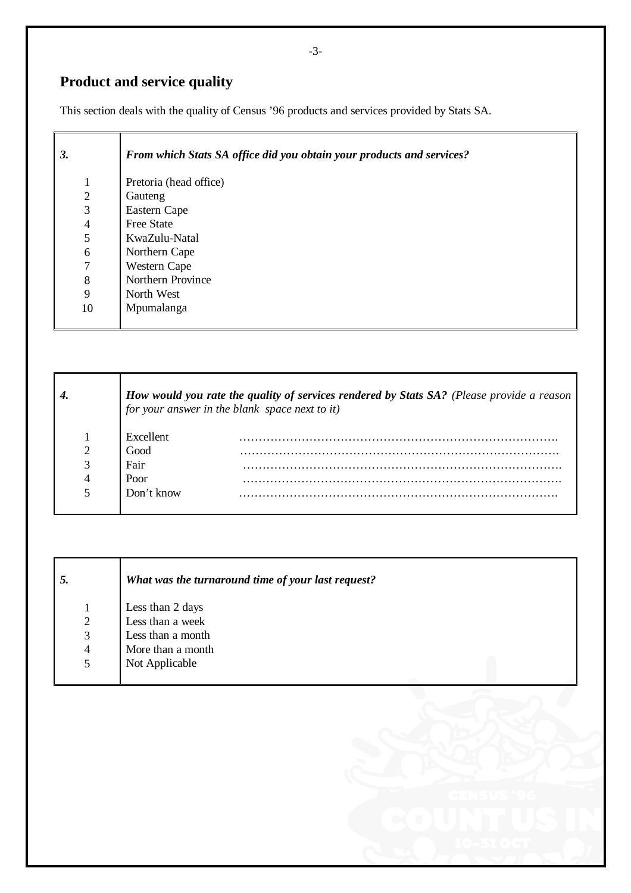## Product and service quality

This section deals with the quality of Census '96 products and services provided by Stats SA.

| ***3.*** | ***From which Stats SA office did you obtain your products and services?*** |
|---|---|
| 1 | Pretoria (head office) |
| 2 | Gauteng |
| 3 | Eastern Cape |
| 4 | Free State |
| 5 | KwaZulu-Natal |
| 6 | Northern Cape |
| 7 | Western Cape |
| 8 | Northern Province |
| 9 | North West |
| 10 | Mpumalanga |

| ***4.*** | ***How would you rate the quality of services rendered by Stats SA?*** *(Please provide a reason for your answer in the blank space next to it)* | |
|---|---|---|
| 1 | Excellent | ……………………………………………………………………… |
| 2 | Good | ……………………………………………………………………… |
| 3 | Fair | ……………………………………………………………………… |
| 4 | Poor | ……………………………………………………………………… |
| 5 | Don't know | ……………………………………………………………………… |

| ***5.*** | ***What was the turnaround time of your last request?*** |
|---|---|
| 1 | Less than 2 days |
| 2 | Less than a week |
| 3 | Less than a month |
| 4 | More than a month |
| 5 | Not Applicable |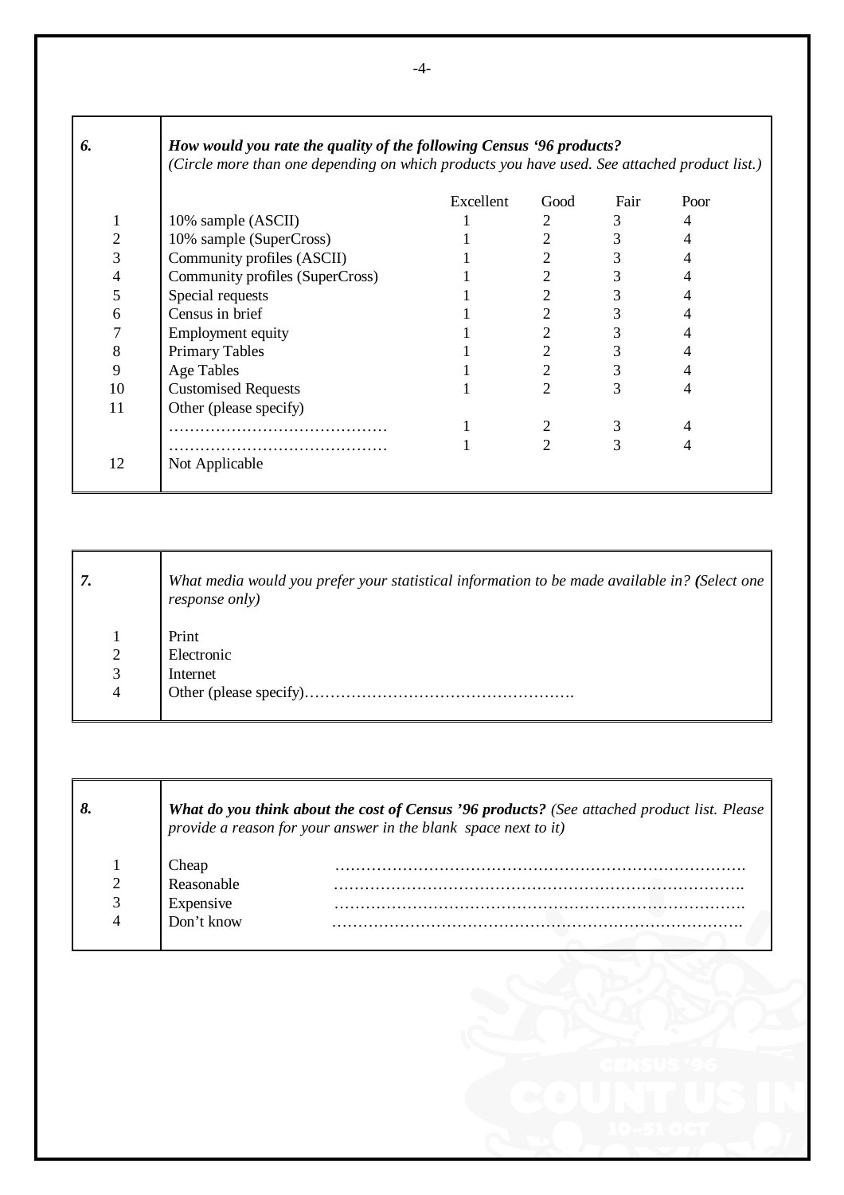**6.** ***How would you rate the quality of the following Census '96 products?***
*(Circle more than one depending on which products you have used. See attached product list.)*

| | | Excellent | Good | Fair | Poor |
|---|---|---|---|---|---|
| 1 | 10% sample (ASCII) | 1 | 2 | 3 | 4 |
| 2 | 10% sample (SuperCross) | 1 | 2 | 3 | 4 |
| 3 | Community profiles (ASCII) | 1 | 2 | 3 | 4 |
| 4 | Community profiles (SuperCross) | 1 | 2 | 3 | 4 |
| 5 | Special requests | 1 | 2 | 3 | 4 |
| 6 | Census in brief | 1 | 2 | 3 | 4 |
| 7 | Employment equity | 1 | 2 | 3 | 4 |
| 8 | Primary Tables | 1 | 2 | 3 | 4 |
| 9 | Age Tables | 1 | 2 | 3 | 4 |
| 10 | Customised Requests | 1 | 2 | 3 | 4 |
| 11 | Other (please specify) | | | | |
| | …………………………………… | 1 | 2 | 3 | 4 |
| | …………………………………… | 1 | 2 | 3 | 4 |
| 12 | Not Applicable | | | | |

**7.** *What media would you prefer your statistical information to be made available in? **(**Select one response only)*

| | |
|---|---|
| 1 | Print |
| 2 | Electronic |
| 3 | Internet |
| 4 | Other (please specify)……………………………………………. |

**8.** ***What do you think about the cost of Census '96 products?*** *(See attached product list. Please provide a reason for your answer in the blank space next to it)*

| | | |
|---|---|---|
| 1 | Cheap | ………………………………………………………………………. |
| 2 | Reasonable | ………………………………………………………………………. |
| 3 | Expensive | ………………………………………………………………………. |
| 4 | Don't know | ………………………………………………………………………. |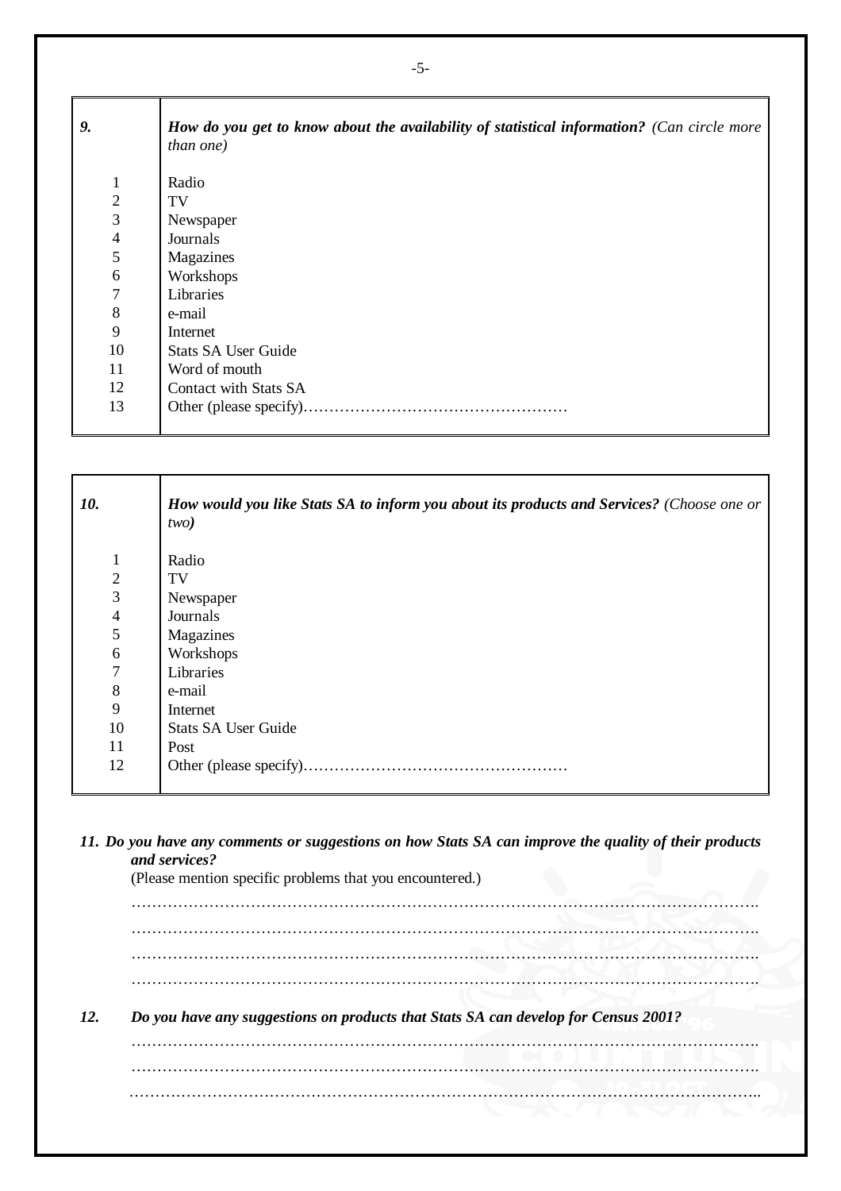| 9. | ***How do you get to know about the availability of statistical information?*** *(Can circle more than one)* |
|---|---|
| 1 | Radio |
| 2 | TV |
| 3 | Newspaper |
| 4 | Journals |
| 5 | Magazines |
| 6 | Workshops |
| 7 | Libraries |
| 8 | e-mail |
| 9 | Internet |
| 10 | Stats SA User Guide |
| 11 | Word of mouth |
| 12 | Contact with Stats SA |
| 13 | Other (please specify)…………………………………………… |

| 10. | ***How would you like Stats SA to inform you about its products and Services?*** *(Choose one or two)* |
|---|---|
| 1 | Radio |
| 2 | TV |
| 3 | Newspaper |
| 4 | Journals |
| 5 | Magazines |
| 6 | Workshops |
| 7 | Libraries |
| 8 | e-mail |
| 9 | Internet |
| 10 | Stats SA User Guide |
| 11 | Post |
| 12 | Other (please specify)…………………………………………… |

***11. Do you have any comments or suggestions on how Stats SA can improve the quality of their products and services?***

(Please mention specific problems that you encountered.)

……………………………………………………………………………………………………….

……………………………………………………………………………………………………….

……………………………………………………………………………………………………….

……………………………………………………………………………………………………….

***12. Do you have any suggestions on products that Stats SA can develop for Census 2001?***

……………………………………………………………………………………………………….

……………………………………………………………………………………………………….

……………………………………………………………………………………………………….